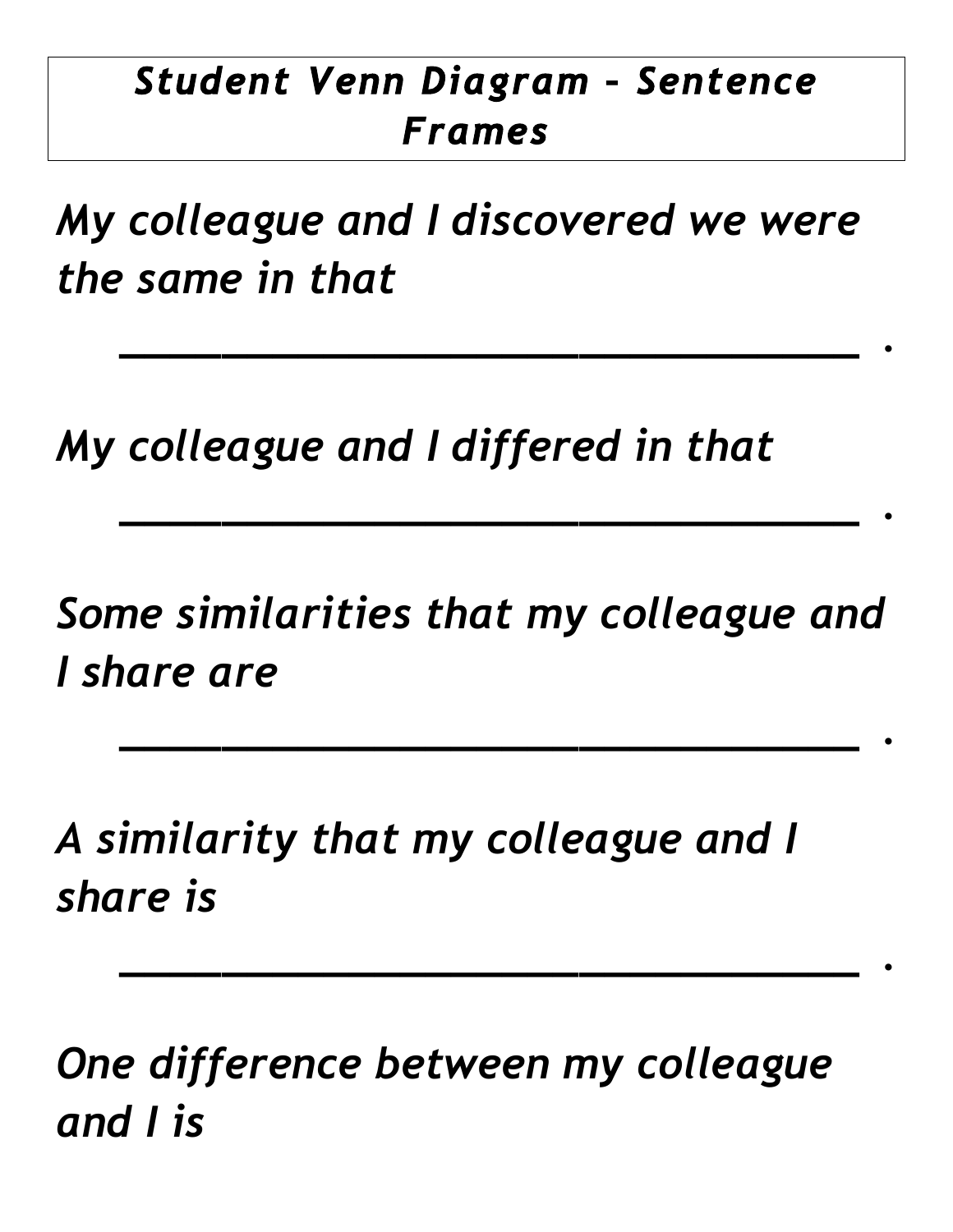***Student Venn Diagram – Sentence Frames***

*My colleague and I discovered we were the same in that*

\_\_\_\_\_\_\_\_\_\_\_\_\_\_\_\_\_\_\_\_\_\_\_\_\_\_\_\_\_\_\_\_ .

*My colleague and I differed in that*

\_\_\_\_\_\_\_\_\_\_\_\_\_\_\_\_\_\_\_\_\_\_\_\_\_\_\_\_\_\_\_\_ .

*Some similarities that my colleague and I share are*

\_\_\_\_\_\_\_\_\_\_\_\_\_\_\_\_\_\_\_\_\_\_\_\_\_\_\_\_\_\_\_\_ .

*A similarity that my colleague and I share is*

\_\_\_\_\_\_\_\_\_\_\_\_\_\_\_\_\_\_\_\_\_\_\_\_\_\_\_\_\_\_\_\_ .

*One difference between my colleague and I is*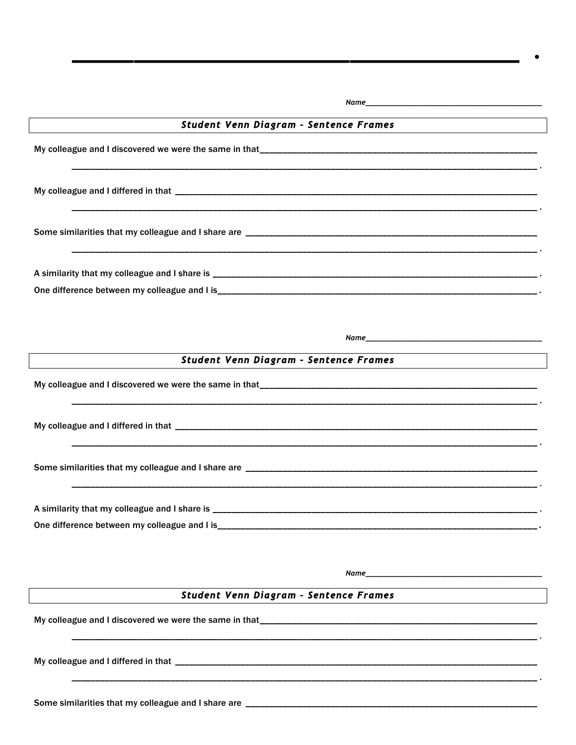\_\_\_\_\_\_\_\_\_\_\_\_\_\_\_\_\_\_\_\_\_\_\_\_\_\_\_\_\_\_\_\_\_\_\_\_\_\_\_\_\_\_\_\_\_\_\_\_\_\_ .

*Name*\_\_\_\_\_\_\_\_\_\_\_\_\_\_\_\_\_\_\_\_\_\_\_\_\_\_\_\_\_\_\_\_\_\_\_\_\_\_\_\_\_\_

### *Student Venn Diagram – Sentence Frames*

My colleague and I discovered we were the same in that\_\_\_\_\_\_\_\_\_\_\_\_\_\_\_\_\_\_\_\_\_\_\_\_\_\_\_\_\_\_\_\_\_\_\_\_\_\_\_\_\_\_\_\_\_\_\_\_\_\_\_\_\_\_\_\_\_\_\_\_\_\_

\_\_\_\_\_\_\_\_\_\_\_\_\_\_\_\_\_\_\_\_\_\_\_\_\_\_\_\_\_\_\_\_\_\_\_\_\_\_\_\_\_\_\_\_\_\_\_\_\_\_\_\_\_\_\_\_\_\_\_\_\_\_\_\_\_\_\_\_\_\_\_\_\_\_\_\_\_\_\_\_\_\_\_\_\_\_\_\_\_\_\_\_\_\_\_\_ .

My colleague and I differed in that \_\_\_\_\_\_\_\_\_\_\_\_\_\_\_\_\_\_\_\_\_\_\_\_\_\_\_\_\_\_\_\_\_\_\_\_\_\_\_\_\_\_\_\_\_\_\_\_\_\_\_\_\_\_\_\_\_\_\_\_\_\_\_\_\_\_\_\_\_\_\_\_\_\_\_\_\_\_\_\_\_\_

\_\_\_\_\_\_\_\_\_\_\_\_\_\_\_\_\_\_\_\_\_\_\_\_\_\_\_\_\_\_\_\_\_\_\_\_\_\_\_\_\_\_\_\_\_\_\_\_\_\_\_\_\_\_\_\_\_\_\_\_\_\_\_\_\_\_\_\_\_\_\_\_\_\_\_\_\_\_\_\_\_\_\_\_\_\_\_\_\_\_\_\_\_\_\_\_ .

Some similarities that my colleague and I share are \_\_\_\_\_\_\_\_\_\_\_\_\_\_\_\_\_\_\_\_\_\_\_\_\_\_\_\_\_\_\_\_\_\_\_\_\_\_\_\_\_\_\_\_\_\_\_\_\_\_\_\_\_\_\_\_\_\_\_\_\_\_\_\_\_\_

\_\_\_\_\_\_\_\_\_\_\_\_\_\_\_\_\_\_\_\_\_\_\_\_\_\_\_\_\_\_\_\_\_\_\_\_\_\_\_\_\_\_\_\_\_\_\_\_\_\_\_\_\_\_\_\_\_\_\_\_\_\_\_\_\_\_\_\_\_\_\_\_\_\_\_\_\_\_\_\_\_\_\_\_\_\_\_\_\_\_\_\_\_\_\_\_ .

A similarity that my colleague and I share is \_\_\_\_\_\_\_\_\_\_\_\_\_\_\_\_\_\_\_\_\_\_\_\_\_\_\_\_\_\_\_\_\_\_\_\_\_\_\_\_\_\_\_\_\_\_\_\_\_\_\_\_\_\_\_\_\_\_\_\_\_\_\_\_\_\_\_\_\_\_\_\_\_\_ .

One difference between my colleague and I is\_\_\_\_\_\_\_\_\_\_\_\_\_\_\_\_\_\_\_\_\_\_\_\_\_\_\_\_\_\_\_\_\_\_\_\_\_\_\_\_\_\_\_\_\_\_\_\_\_\_\_\_\_\_\_\_\_\_\_\_\_\_\_\_\_\_\_\_\_\_\_\_\_\_ .

*Name*\_\_\_\_\_\_\_\_\_\_\_\_\_\_\_\_\_\_\_\_\_\_\_\_\_\_\_\_\_\_\_\_\_\_\_\_\_\_\_\_\_\_

### *Student Venn Diagram – Sentence Frames*

My colleague and I discovered we were the same in that\_\_\_\_\_\_\_\_\_\_\_\_\_\_\_\_\_\_\_\_\_\_\_\_\_\_\_\_\_\_\_\_\_\_\_\_\_\_\_\_\_\_\_\_\_\_\_\_\_\_\_\_\_\_\_\_\_\_\_\_\_\_

\_\_\_\_\_\_\_\_\_\_\_\_\_\_\_\_\_\_\_\_\_\_\_\_\_\_\_\_\_\_\_\_\_\_\_\_\_\_\_\_\_\_\_\_\_\_\_\_\_\_\_\_\_\_\_\_\_\_\_\_\_\_\_\_\_\_\_\_\_\_\_\_\_\_\_\_\_\_\_\_\_\_\_\_\_\_\_\_\_\_\_\_\_\_\_\_ .

My colleague and I differed in that \_\_\_\_\_\_\_\_\_\_\_\_\_\_\_\_\_\_\_\_\_\_\_\_\_\_\_\_\_\_\_\_\_\_\_\_\_\_\_\_\_\_\_\_\_\_\_\_\_\_\_\_\_\_\_\_\_\_\_\_\_\_\_\_\_\_\_\_\_\_\_\_\_\_\_\_\_\_\_\_\_\_

\_\_\_\_\_\_\_\_\_\_\_\_\_\_\_\_\_\_\_\_\_\_\_\_\_\_\_\_\_\_\_\_\_\_\_\_\_\_\_\_\_\_\_\_\_\_\_\_\_\_\_\_\_\_\_\_\_\_\_\_\_\_\_\_\_\_\_\_\_\_\_\_\_\_\_\_\_\_\_\_\_\_\_\_\_\_\_\_\_\_\_\_\_\_\_\_ .

Some similarities that my colleague and I share are \_\_\_\_\_\_\_\_\_\_\_\_\_\_\_\_\_\_\_\_\_\_\_\_\_\_\_\_\_\_\_\_\_\_\_\_\_\_\_\_\_\_\_\_\_\_\_\_\_\_\_\_\_\_\_\_\_\_\_\_\_\_\_\_\_\_

\_\_\_\_\_\_\_\_\_\_\_\_\_\_\_\_\_\_\_\_\_\_\_\_\_\_\_\_\_\_\_\_\_\_\_\_\_\_\_\_\_\_\_\_\_\_\_\_\_\_\_\_\_\_\_\_\_\_\_\_\_\_\_\_\_\_\_\_\_\_\_\_\_\_\_\_\_\_\_\_\_\_\_\_\_\_\_\_\_\_\_\_\_\_\_\_ .

A similarity that my colleague and I share is \_\_\_\_\_\_\_\_\_\_\_\_\_\_\_\_\_\_\_\_\_\_\_\_\_\_\_\_\_\_\_\_\_\_\_\_\_\_\_\_\_\_\_\_\_\_\_\_\_\_\_\_\_\_\_\_\_\_\_\_\_\_\_\_\_\_\_\_\_\_\_\_\_\_ .

One difference between my colleague and I is\_\_\_\_\_\_\_\_\_\_\_\_\_\_\_\_\_\_\_\_\_\_\_\_\_\_\_\_\_\_\_\_\_\_\_\_\_\_\_\_\_\_\_\_\_\_\_\_\_\_\_\_\_\_\_\_\_\_\_\_\_\_\_\_\_\_\_\_\_\_\_\_\_\_ .

*Name*\_\_\_\_\_\_\_\_\_\_\_\_\_\_\_\_\_\_\_\_\_\_\_\_\_\_\_\_\_\_\_\_\_\_\_\_\_\_\_\_\_\_

### *Student Venn Diagram – Sentence Frames*

My colleague and I discovered we were the same in that\_\_\_\_\_\_\_\_\_\_\_\_\_\_\_\_\_\_\_\_\_\_\_\_\_\_\_\_\_\_\_\_\_\_\_\_\_\_\_\_\_\_\_\_\_\_\_\_\_\_\_\_\_\_\_\_\_\_\_\_\_\_

\_\_\_\_\_\_\_\_\_\_\_\_\_\_\_\_\_\_\_\_\_\_\_\_\_\_\_\_\_\_\_\_\_\_\_\_\_\_\_\_\_\_\_\_\_\_\_\_\_\_\_\_\_\_\_\_\_\_\_\_\_\_\_\_\_\_\_\_\_\_\_\_\_\_\_\_\_\_\_\_\_\_\_\_\_\_\_\_\_\_\_\_\_\_\_\_ .

My colleague and I differed in that \_\_\_\_\_\_\_\_\_\_\_\_\_\_\_\_\_\_\_\_\_\_\_\_\_\_\_\_\_\_\_\_\_\_\_\_\_\_\_\_\_\_\_\_\_\_\_\_\_\_\_\_\_\_\_\_\_\_\_\_\_\_\_\_\_\_\_\_\_\_\_\_\_\_\_\_\_\_\_\_\_\_

\_\_\_\_\_\_\_\_\_\_\_\_\_\_\_\_\_\_\_\_\_\_\_\_\_\_\_\_\_\_\_\_\_\_\_\_\_\_\_\_\_\_\_\_\_\_\_\_\_\_\_\_\_\_\_\_\_\_\_\_\_\_\_\_\_\_\_\_\_\_\_\_\_\_\_\_\_\_\_\_\_\_\_\_\_\_\_\_\_\_\_\_\_\_\_\_ .

Some similarities that my colleague and I share are \_\_\_\_\_\_\_\_\_\_\_\_\_\_\_\_\_\_\_\_\_\_\_\_\_\_\_\_\_\_\_\_\_\_\_\_\_\_\_\_\_\_\_\_\_\_\_\_\_\_\_\_\_\_\_\_\_\_\_\_\_\_\_\_\_\_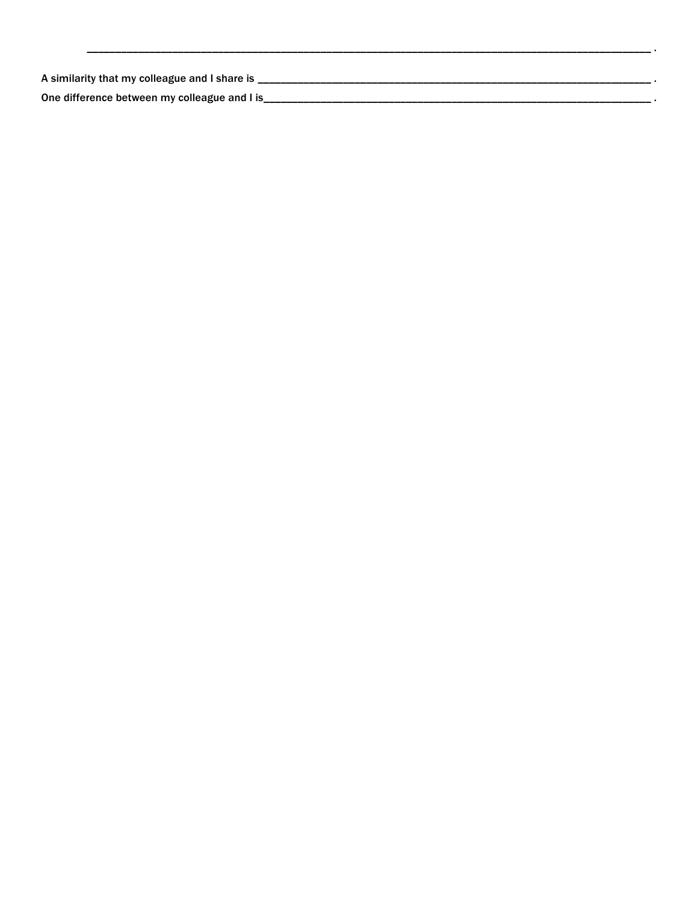______________________________________________________________________________________________ .

A similarity that my colleague and I share is _______________________________________________________________ .

One difference between my colleague and I is_______________________________________________________________ .